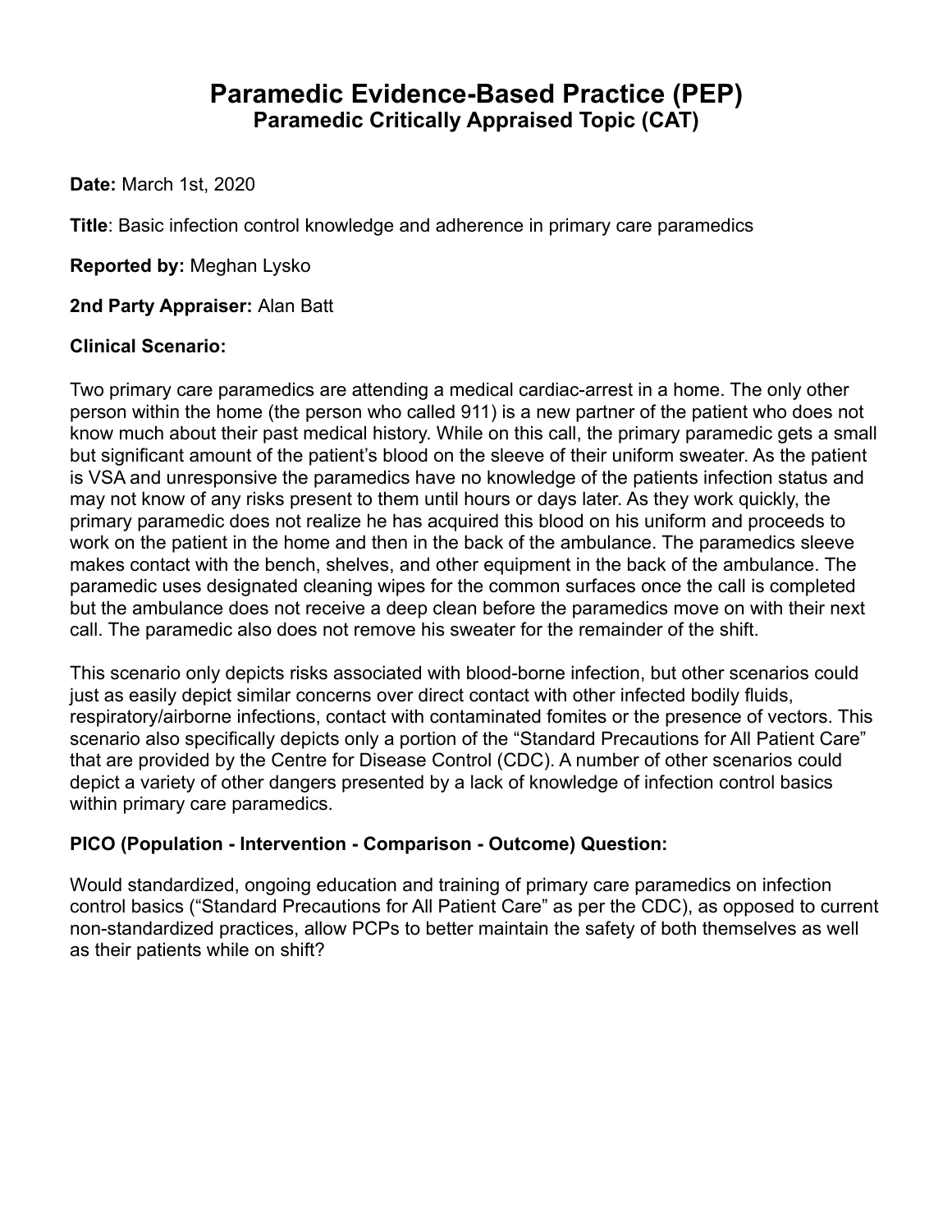# Paramedic Evidence-Based Practice (PEP)
## Paramedic Critically Appraised Topic (CAT)

**Date:** March 1st, 2020

**Title**: Basic infection control knowledge and adherence in primary care paramedics

**Reported by:** Meghan Lysko

**2nd Party Appraiser:** Alan Batt

**Clinical Scenario:**

Two primary care paramedics are attending a medical cardiac-arrest in a home. The only other person within the home (the person who called 911) is a new partner of the patient who does not know much about their past medical history. While on this call, the primary paramedic gets a small but significant amount of the patient's blood on the sleeve of their uniform sweater. As the patient is VSA and unresponsive the paramedics have no knowledge of the patients infection status and may not know of any risks present to them until hours or days later. As they work quickly, the primary paramedic does not realize he has acquired this blood on his uniform and proceeds to work on the patient in the home and then in the back of the ambulance. The paramedics sleeve makes contact with the bench, shelves, and other equipment in the back of the ambulance. The paramedic uses designated cleaning wipes for the common surfaces once the call is completed but the ambulance does not receive a deep clean before the paramedics move on with their next call. The paramedic also does not remove his sweater for the remainder of the shift.

This scenario only depicts risks associated with blood-borne infection, but other scenarios could just as easily depict similar concerns over direct contact with other infected bodily fluids, respiratory/airborne infections, contact with contaminated fomites or the presence of vectors. This scenario also specifically depicts only a portion of the "Standard Precautions for All Patient Care" that are provided by the Centre for Disease Control (CDC). A number of other scenarios could depict a variety of other dangers presented by a lack of knowledge of infection control basics within primary care paramedics.

**PICO (Population - Intervention - Comparison - Outcome) Question:**

Would standardized, ongoing education and training of primary care paramedics on infection control basics ("Standard Precautions for All Patient Care" as per the CDC), as opposed to current non-standardized practices, allow PCPs to better maintain the safety of both themselves as well as their patients while on shift?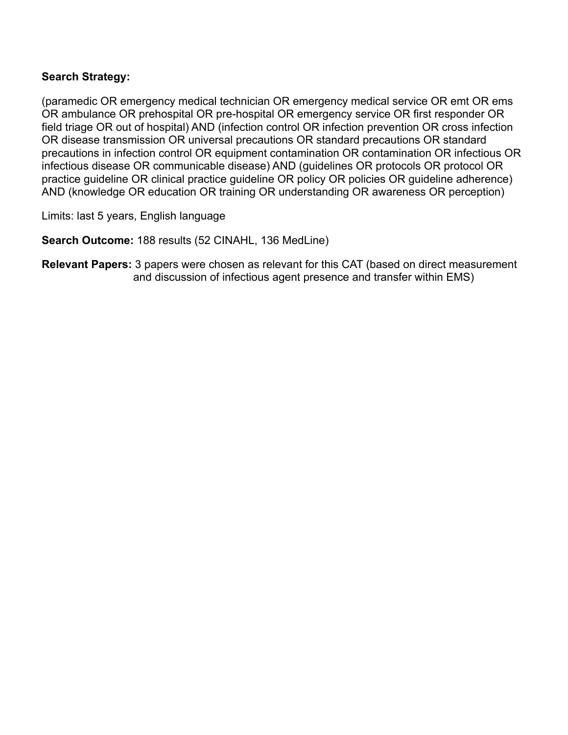**Search Strategy:**

(paramedic OR emergency medical technician OR emergency medical service OR emt OR ems OR ambulance OR prehospital OR pre-hospital OR emergency service OR first responder OR field triage OR out of hospital) AND (infection control OR infection prevention OR cross infection OR disease transmission OR universal precautions OR standard precautions OR standard precautions in infection control OR equipment contamination OR contamination OR infectious OR infectious disease OR communicable disease) AND (guidelines OR protocols OR protocol OR practice guideline OR clinical practice guideline OR policy OR policies OR guideline adherence) AND (knowledge OR education OR training OR understanding OR awareness OR perception)

Limits: last 5 years, English language

**Search Outcome:** 188 results (52 CINAHL, 136 MedLine)

**Relevant Papers:** 3 papers were chosen as relevant for this CAT (based on direct measurement and discussion of infectious agent presence and transfer within EMS)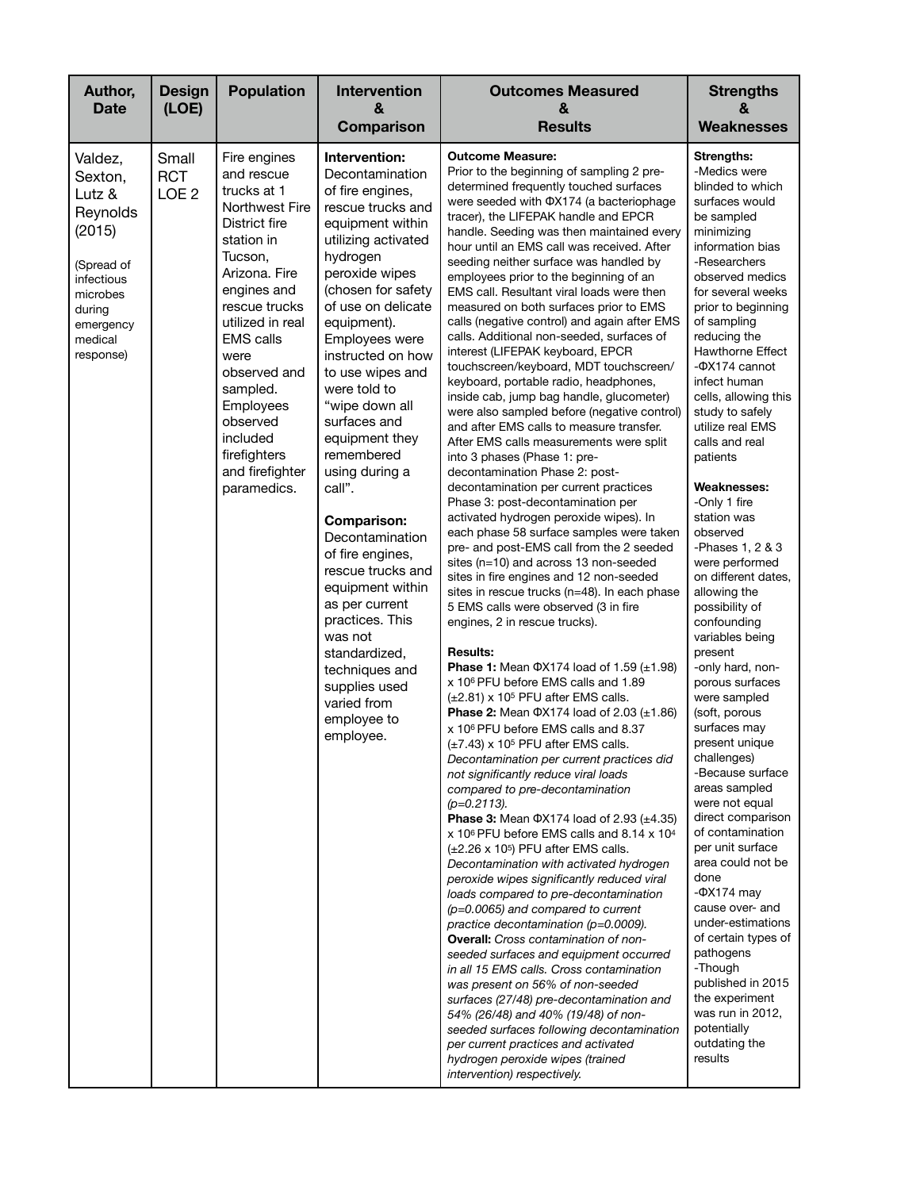| Author, Date | Design (LOE) | Population | Intervention & Comparison | Outcomes Measured & Results | Strengths & Weaknesses |
|---|---|---|---|---|---|
| Valdez, Sexton, Lutz & Reynolds (2015)<br><br>(Spread of infectious microbes during emergency medical response) | Small RCT LOE 2 | Fire engines and rescue trucks at 1 Northwest Fire District fire station in Tucson, Arizona. Fire engines and rescue trucks utilized in real EMS calls were observed and sampled. Employees observed included firefighters and firefighter paramedics. | **Intervention:** Decontamination of fire engines, rescue trucks and equipment within utilizing activated hydrogen peroxide wipes (chosen for safety of use on delicate equipment). Employees were instructed on how to use wipes and were told to "wipe down all surfaces and equipment they remembered using during a call".<br><br>**Comparison:** Decontamination of fire engines, rescue trucks and equipment within as per current practices. This was not standardized, techniques and supplies used varied from employee to employee. | **Outcome Measure:**<br>Prior to the beginning of sampling 2 pre-determined frequently touched surfaces were seeded with ΦX174 (a bacteriophage tracer), the LIFEPAK handle and EPCR handle. Seeding was then maintained every hour until an EMS call was received. After seeding neither surface was handled by employees prior to the beginning of an EMS call. Resultant viral loads were then measured on both surfaces prior to EMS calls (negative control) and again after EMS calls. Additional non-seeded, surfaces of interest (LIFEPAK keyboard, EPCR touchscreen/keyboard, MDT touchscreen/keyboard, portable radio, headphones, inside cab, jump bag handle, glucometer) were also sampled before (negative control) and after EMS calls to measure transfer. After EMS calls measurements were split into 3 phases (Phase 1: pre-decontamination Phase 2: post-decontamination per current practices Phase 3: post-decontamination per activated hydrogen peroxide wipes). In each phase 58 surface samples were taken pre- and post-EMS call from the 2 seeded sites (n=10) and across 13 non-seeded sites in fire engines and 12 non-seeded sites in rescue trucks (n=48). In each phase 5 EMS calls were observed (3 in fire engines, 2 in rescue trucks).<br><br>**Results:**<br>**Phase 1:** Mean ΦX174 load of 1.59 (±1.98) x $10^6$ PFU before EMS calls and 1.89 (±2.81) x $10^5$ PFU after EMS calls.<br>**Phase 2:** Mean ΦX174 load of 2.03 (±1.86) x $10^6$ PFU before EMS calls and 8.37 (±7.43) x $10^5$ PFU after EMS calls. *Decontamination per current practices did not significantly reduce viral loads compared to pre-decontamination (p=0.2113).*<br>**Phase 3:** Mean ΦX174 load of 2.93 (±4.35) x $10^6$ PFU before EMS calls and 8.14 x $10^4$ (±2.26 x $10^5$) PFU after EMS calls. *Decontamination with activated hydrogen peroxide wipes significantly reduced viral loads compared to pre-decontamination (p=0.0065) and compared to current practice decontamination (p=0.0009).*<br>**Overall:** *Cross contamination of non-seeded surfaces and equipment occurred in all 15 EMS calls. Cross contamination was present on 56% of non-seeded surfaces (27/48) pre-decontamination and 54% (26/48) and 40% (19/48) of non-seeded surfaces following decontamination per current practices and activated hydrogen peroxide wipes (trained intervention) respectively.* | **Strengths:**<br>-Medics were blinded to which surfaces would be sampled minimizing information bias<br>-Researchers observed medics for several weeks prior to beginning of sampling reducing the Hawthorne Effect<br>-ΦX174 cannot infect human cells, allowing this study to safely utilize real EMS calls and real patients<br><br>**Weaknesses:**<br>-Only 1 fire station was observed<br>-Phases 1, 2 & 3 were performed on different dates, allowing the possibility of confounding variables being present<br>-only hard, non-porous surfaces were sampled (soft, porous surfaces may present unique challenges)<br>-Because surface areas sampled were not equal direct comparison of contamination per unit surface area could not be done<br>-ΦX174 may cause over- and under-estimations of certain types of pathogens<br>-Though published in 2015 the experiment was run in 2012, potentially outdating the results |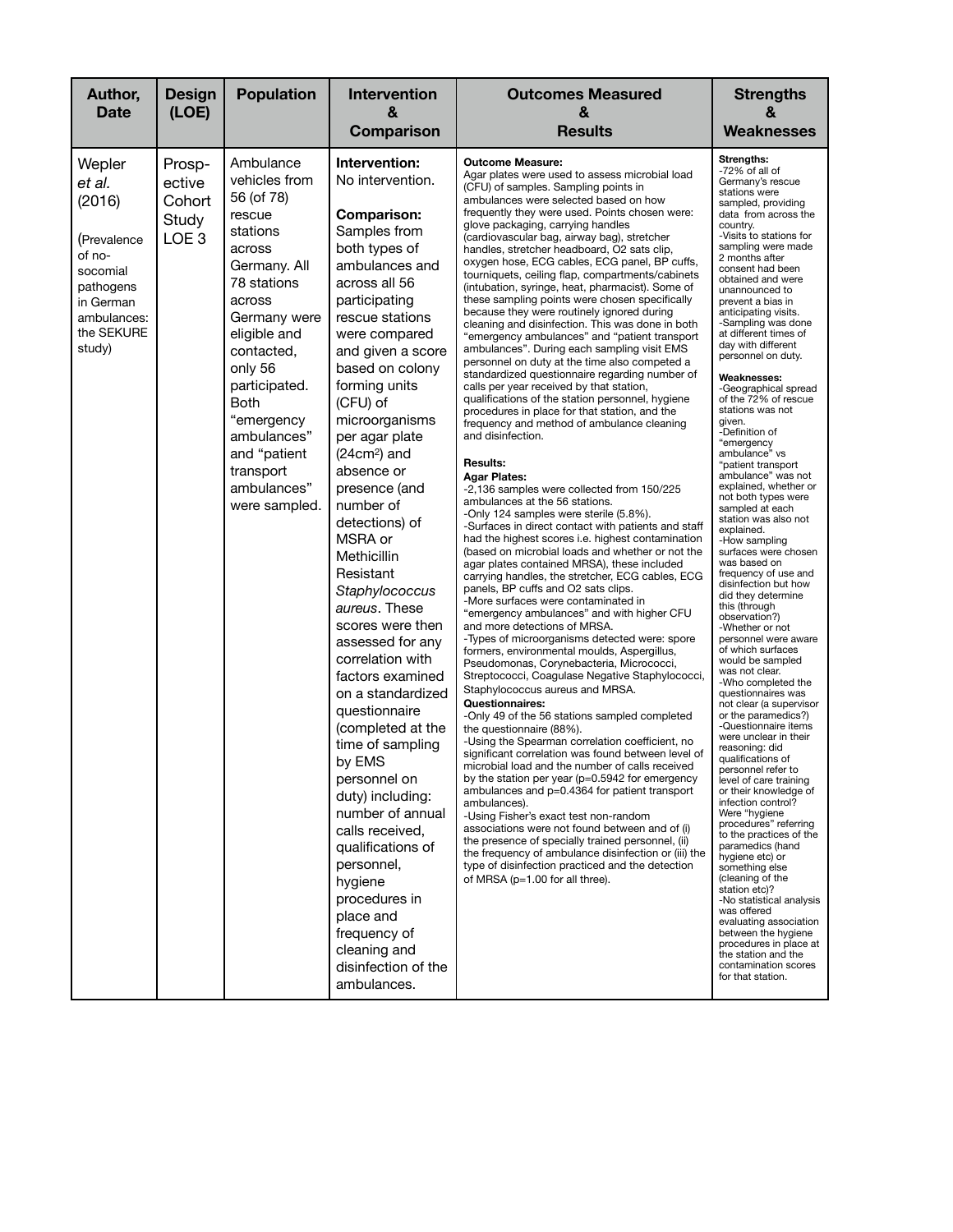| Author, Date | Design (LOE) | Population | Intervention & Comparison | Outcomes Measured & Results | Strengths & Weaknesses |
|---|---|---|---|---|---|
| Wepler *et al.* (2016) (Prevalence of no-socomial pathogens in German ambulances: the SEKURE study) | Prosp-ective Cohort Study LOE 3 | Ambulance vehicles from 56 (of 78) rescue stations across Germany. All 78 stations across Germany were eligible and contacted, only 56 participated. Both "emergency ambulances" and "patient transport ambulances" were sampled. | **Intervention:** No intervention. <br><br> **Comparison:** Samples from both types of ambulances and across all 56 participating rescue stations were compared and given a score based on colony forming units (CFU) of microorganisms per agar plate ($24cm^2$) and absence or presence (and number of detections) of MSRA or Methicillin Resistant *Staphylococcus aureus*. These scores were then assessed for any correlation with factors examined on a standardized questionnaire (completed at the time of sampling by EMS personnel on duty) including: number of annual calls received, qualifications of personnel, hygiene procedures in place and frequency of cleaning and disinfection of the ambulances. | **Outcome Measure:** Agar plates were used to assess microbial load (CFU) of samples. Sampling points in ambulances were selected based on how frequently they were used. Points chosen were: glove packaging, carrying handles (cardiovascular bag, airway bag), stretcher handles, stretcher headboard, O2 sats clip, oxygen hose, ECG cables, ECG panel, BP cuffs, tourniquets, ceiling flap, compartments/cabinets (intubation, syringe, heat, pharmacist). Some of these sampling points were chosen specifically because they were routinely ignored during cleaning and disinfection. This was done in both "emergency ambulances" and "patient transport ambulances". During each sampling visit EMS personnel on duty at the time also competed a standardized questionnaire regarding number of calls per year received by that station, qualifications of the station personnel, hygiene procedures in place for that station, and the frequency and method of ambulance cleaning and disinfection. <br><br> **Results:** <br> **Agar Plates:** <br> -2,136 samples were collected from 150/225 ambulances at the 56 stations. <br> -Only 124 samples were sterile (5.8%). <br> -Surfaces in direct contact with patients and staff had the highest scores i.e. highest contamination (based on microbial loads and whether or not the agar plates contained MRSA), these included carrying handles, the stretcher, ECG cables, ECG panels, BP cuffs and O2 sats clips. <br> -More surfaces were contaminated in "emergency ambulances" and with higher CFU and more detections of MRSA. <br> -Types of microorganisms detected were: spore formers, environmental moulds, Aspergillus, Pseudomonas, Corynebacteria, Micrococci, Streptococci, Coagulase Negative Staphylococci, Staphylococcus aureus and MRSA. <br> **Questionnaires:** <br> -Only 49 of the 56 stations sampled completed the questionnaire (88%). <br> -Using the Spearman correlation coefficient, no significant correlation was found between level of microbial load and the number of calls received by the station per year ($p=0.5942$ for emergency ambulances and $p=0.4364$ for patient transport ambulances). <br> -Using Fisher's exact test non-random associations were not found between and of (i) the presence of specially trained personnel, (ii) the frequency of ambulance disinfection or (iii) the type of disinfection practiced and the detection of MRSA ($p=1.00$ for all three). | **Strengths:** <br> -72% of all of Germany's rescue stations were sampled, providing data from across the country. <br> -Visits to stations for sampling were made 2 months after consent had been obtained and were unannounced to prevent a bias in anticipating visits. <br> -Sampling was done at different times of day with different personnel on duty. <br><br> **Weaknesses:** <br> -Geographical spread of the 72% of rescue stations was not given. <br> -Definition of "emergency ambulance" vs "patient transport ambulance" was not explained, whether or not both types were sampled at each station was also not explained. <br> -How sampling surfaces were chosen was based on frequency of use and disinfection but how did they determine this (through observation?) <br> -Whether or not personnel were aware of which surfaces would be sampled was not clear. <br> -Who completed the questionnaires was not clear (a supervisor or the paramedics?) <br> -Questionnaire items were unclear in their reasoning: did qualifications of personnel refer to level of care training or their knowledge of infection control? Were "hygiene procedures" referring to the practices of the paramedics (hand hygiene etc) or something else (cleaning of the station etc)? <br> -No statistical analysis was offered evaluating association between the hygiene procedures in place at the station and the contamination scores for that station. |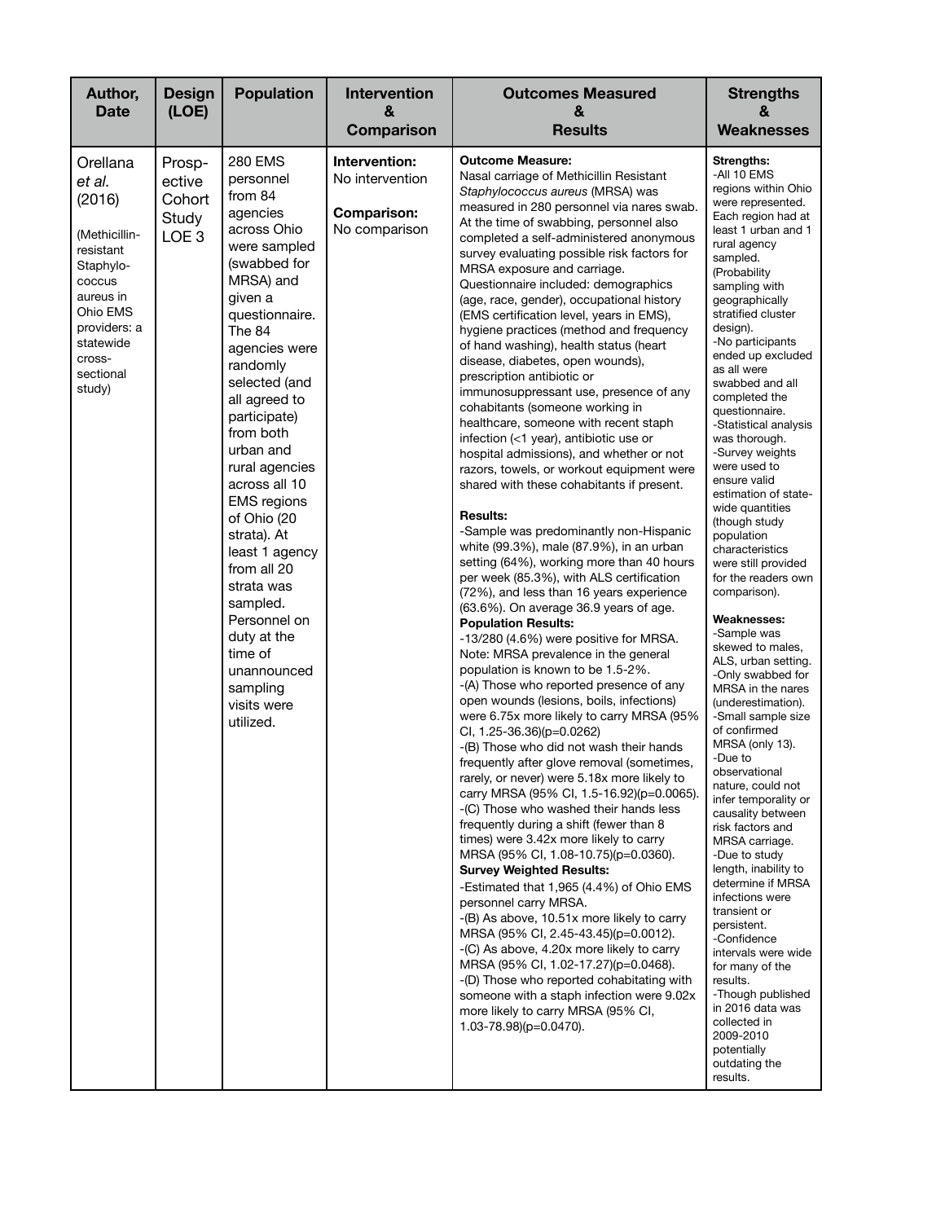| Author, Date | Design (LOE) | Population | Intervention & Comparison | Outcomes Measured & Results | Strengths & Weaknesses |
|---|---|---|---|---|---|
| Orellana *et al.* (2016)<br><br>(Methicillin-resistant Staphylococcus aureus in Ohio EMS providers: a statewide cross-sectional study) | Prospective Cohort Study LOE 3 | 280 EMS personnel from 84 agencies across Ohio were sampled (swabbed for MRSA) and given a questionnaire. The 84 agencies were randomly selected (and all agreed to participate) from both urban and rural agencies across all 10 EMS regions of Ohio (20 strata). At least 1 agency from all 20 strata was sampled. Personnel on duty at the time of unannounced sampling visits were utilized. | **Intervention:** No intervention<br><br>**Comparison:** No comparison | **Outcome Measure:**<br>Nasal carriage of Methicillin Resistant *Staphylococcus aureus* (MRSA) was measured in 280 personnel via nares swab. At the time of swabbing, personnel also completed a self-administered anonymous survey evaluating possible risk factors for MRSA exposure and carriage. Questionnaire included: demographics (age, race, gender), occupational history (EMS certification level, years in EMS), hygiene practices (method and frequency of hand washing), health status (heart disease, diabetes, open wounds), prescription antibiotic or immunosuppressant use, presence of any cohabitants (someone working in healthcare, someone with recent staph infection (<1 year), antibiotic use or hospital admissions), and whether or not razors, towels, or workout equipment were shared with these cohabitants if present.<br><br>**Results:**<br>-Sample was predominantly non-Hispanic white (99.3%), male (87.9%), in an urban setting (64%), working more than 40 hours per week (85.3%), with ALS certification (72%), and less than 16 years experience (63.6%). On average 36.9 years of age.<br>**Population Results:**<br>-13/280 (4.6%) were positive for MRSA. Note: MRSA prevalence in the general population is known to be 1.5-2%.<br>-(A) Those who reported presence of any open wounds (lesions, boils, infections) were 6.75x more likely to carry MRSA (95% CI, 1.25-36.36)(p=0.0262)<br>-(B) Those who did not wash their hands frequently after glove removal (sometimes, rarely, or never) were 5.18x more likely to carry MRSA (95% CI, 1.5-16.92)(p=0.0065).<br>-(C) Those who washed their hands less frequently during a shift (fewer than 8 times) were 3.42x more likely to carry MRSA (95% CI, 1.08-10.75)(p=0.0360).<br>**Survey Weighted Results:**<br>-Estimated that 1,965 (4.4%) of Ohio EMS personnel carry MRSA.<br>-(B) As above, 10.51x more likely to carry MRSA (95% CI, 2.45-43.45)(p=0.0012).<br>-(C) As above, 4.20x more likely to carry MRSA (95% CI, 1.02-17.27)(p=0.0468).<br>-(D) Those who reported cohabitating with someone with a staph infection were 9.02x more likely to carry MRSA (95% CI, 1.03-78.98)(p=0.0470). | **Strengths:**<br>-All 10 EMS regions within Ohio were represented. Each region had at least 1 urban and 1 rural agency sampled. (Probability sampling with geographically stratified cluster design).<br>-No participants ended up excluded as all were swabbed and all completed the questionnaire.<br>-Statistical analysis was thorough.<br>-Survey weights were used to ensure valid estimation of state-wide quantities (though study population characteristics were still provided for the readers own comparison).<br><br>**Weaknesses:**<br>-Sample was skewed to males, ALS, urban setting.<br>-Only swabbed for MRSA in the nares (underestimation).<br>-Small sample size of confirmed MRSA (only 13).<br>-Due to observational nature, could not infer temporality or causality between risk factors and MRSA carriage.<br>-Due to study length, inability to determine if MRSA infections were transient or persistent.<br>-Confidence intervals were wide for many of the results.<br>-Though published in 2016 data was collected in 2009-2010 potentially outdating the results. |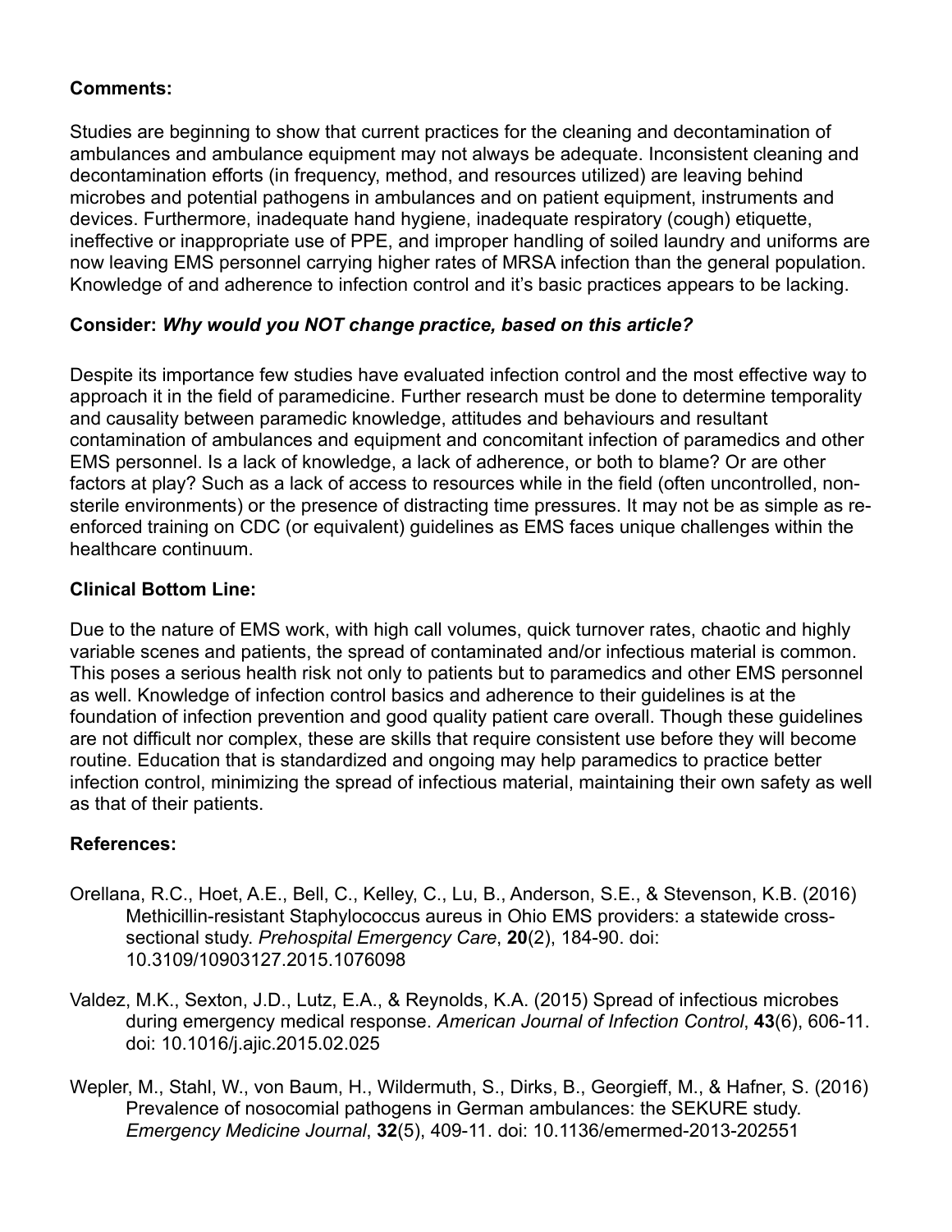**Comments:**

Studies are beginning to show that current practices for the cleaning and decontamination of ambulances and ambulance equipment may not always be adequate. Inconsistent cleaning and decontamination efforts (in frequency, method, and resources utilized) are leaving behind microbes and potential pathogens in ambulances and on patient equipment, instruments and devices. Furthermore, inadequate hand hygiene, inadequate respiratory (cough) etiquette, ineffective or inappropriate use of PPE, and improper handling of soiled laundry and uniforms are now leaving EMS personnel carrying higher rates of MRSA infection than the general population. Knowledge of and adherence to infection control and it's basic practices appears to be lacking.

**Consider:** ***Why would you NOT change practice, based on this article?***

Despite its importance few studies have evaluated infection control and the most effective way to approach it in the field of paramedicine. Further research must be done to determine temporality and causality between paramedic knowledge, attitudes and behaviours and resultant contamination of ambulances and equipment and concomitant infection of paramedics and other EMS personnel. Is a lack of knowledge, a lack of adherence, or both to blame? Or are other factors at play? Such as a lack of access to resources while in the field (often uncontrolled, non-sterile environments) or the presence of distracting time pressures. It may not be as simple as re-enforced training on CDC (or equivalent) guidelines as EMS faces unique challenges within the healthcare continuum.

**Clinical Bottom Line:**

Due to the nature of EMS work, with high call volumes, quick turnover rates, chaotic and highly variable scenes and patients, the spread of contaminated and/or infectious material is common. This poses a serious health risk not only to patients but to paramedics and other EMS personnel as well. Knowledge of infection control basics and adherence to their guidelines is at the foundation of infection prevention and good quality patient care overall. Though these guidelines are not difficult nor complex, these are skills that require consistent use before they will become routine. Education that is standardized and ongoing may help paramedics to practice better infection control, minimizing the spread of infectious material, maintaining their own safety as well as that of their patients.

**References:**

Orellana, R.C., Hoet, A.E., Bell, C., Kelley, C., Lu, B., Anderson, S.E., & Stevenson, K.B. (2016) Methicillin-resistant Staphylococcus aureus in Ohio EMS providers: a statewide cross-sectional study. *Prehospital Emergency Care*, **20**(2), 184-90. doi: 10.3109/10903127.2015.1076098

Valdez, M.K., Sexton, J.D., Lutz, E.A., & Reynolds, K.A. (2015) Spread of infectious microbes during emergency medical response. *American Journal of Infection Control*, **43**(6), 606-11. doi: 10.1016/j.ajic.2015.02.025

Wepler, M., Stahl, W., von Baum, H., Wildermuth, S., Dirks, B., Georgieff, M., & Hafner, S. (2016) Prevalence of nosocomial pathogens in German ambulances: the SEKURE study. *Emergency Medicine Journal*, **32**(5), 409-11. doi: 10.1136/emermed-2013-202551